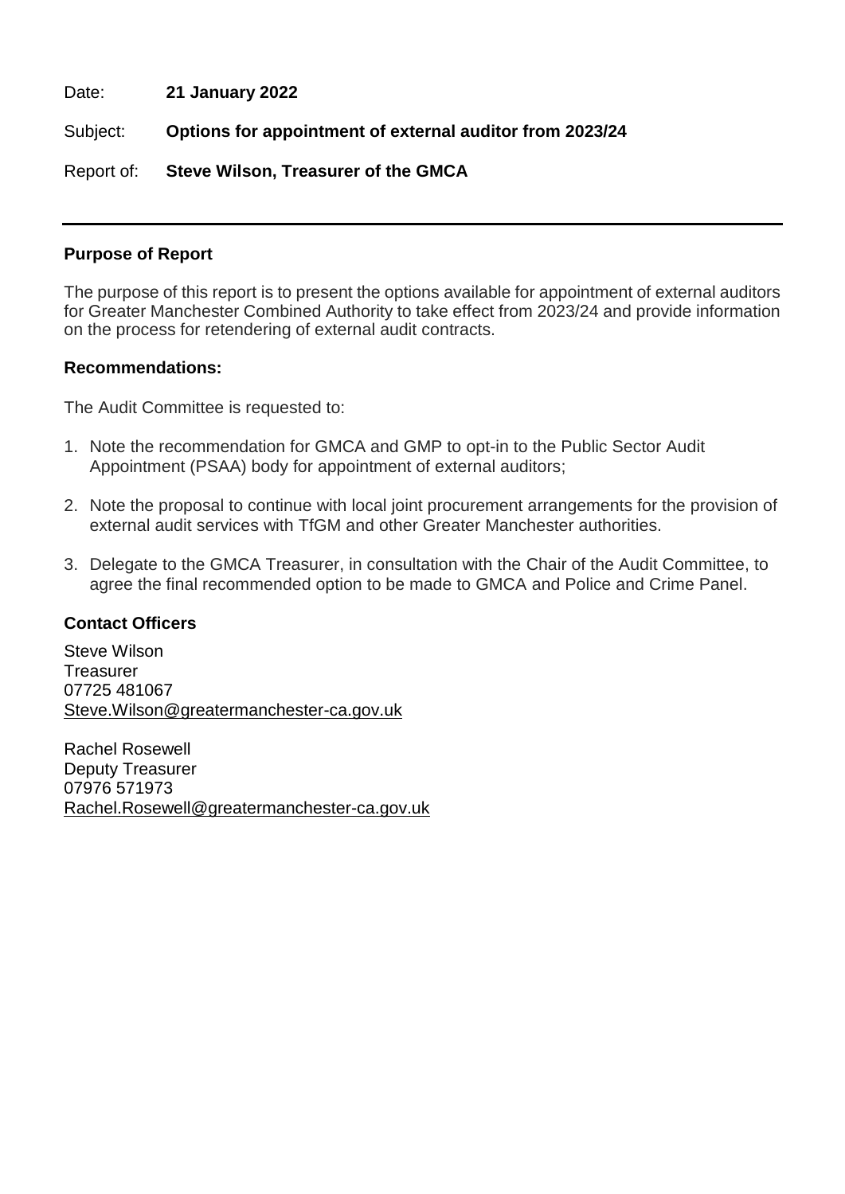Date: **21 January 2022**

Subject: **Options for appointment of external auditor from 2023/24**

Report of: **Steve Wilson, Treasurer of the GMCA**

---

**Purpose of Report**

The purpose of this report is to present the options available for appointment of external auditors for Greater Manchester Combined Authority to take effect from 2023/24 and provide information on the process for retendering of external audit contracts.

**Recommendations:**

The Audit Committee is requested to:

1. Note the recommendation for GMCA and GMP to opt-in to the Public Sector Audit Appointment (PSAA) body for appointment of external auditors;
2. Note the proposal to continue with local joint procurement arrangements for the provision of external audit services with TfGM and other Greater Manchester authorities.
3. Delegate to the GMCA Treasurer, in consultation with the Chair of the Audit Committee, to agree the final recommended option to be made to GMCA and Police and Crime Panel.

**Contact Officers**

Steve Wilson
Treasurer
07725 481067
Steve.Wilson@greatermanchester-ca.gov.uk

Rachel Rosewell
Deputy Treasurer
07976 571973
Rachel.Rosewell@greatermanchester-ca.gov.uk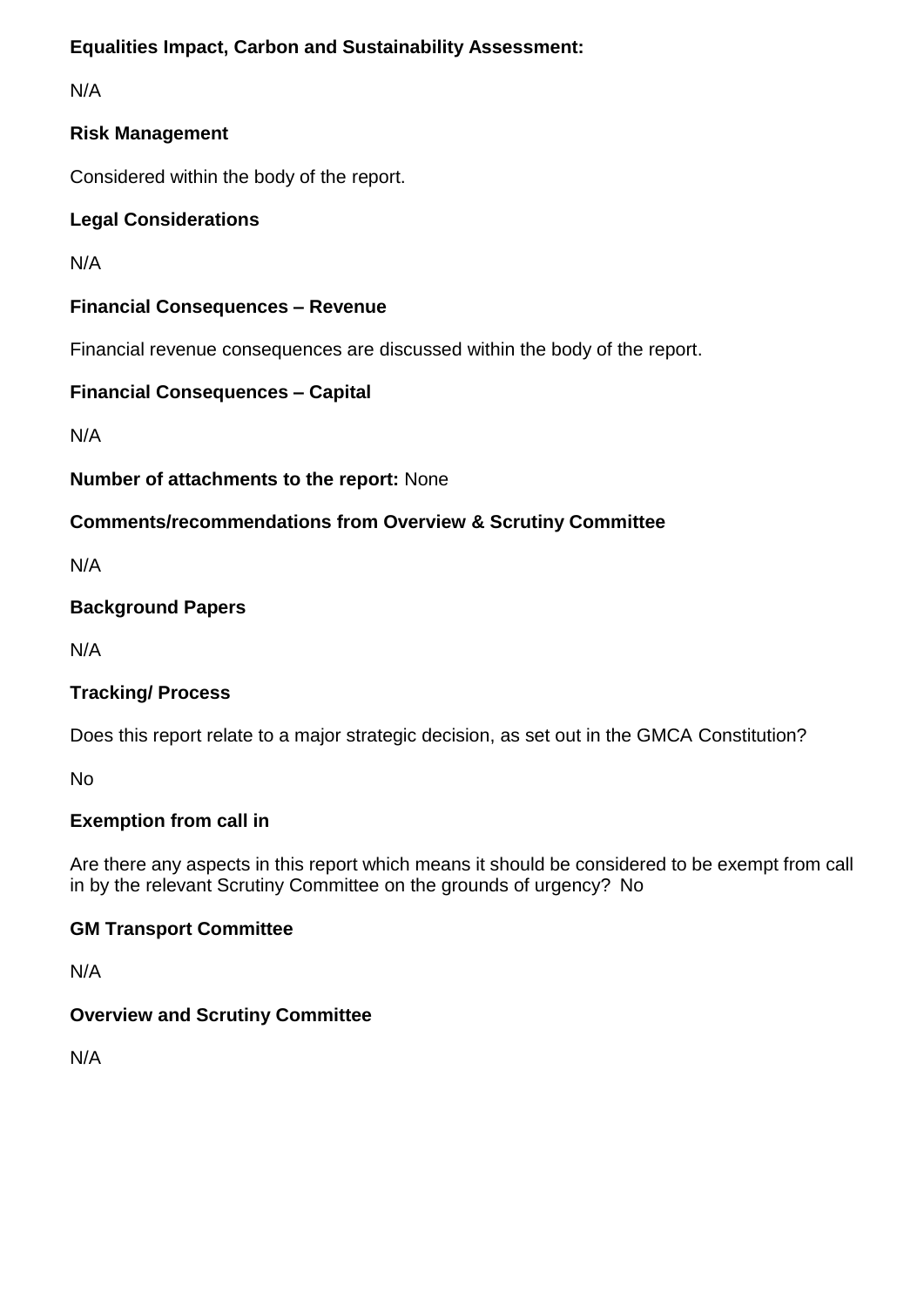**Equalities Impact, Carbon and Sustainability Assessment:**

N/A

**Risk Management**

Considered within the body of the report.

**Legal Considerations**

N/A

**Financial Consequences – Revenue**

Financial revenue consequences are discussed within the body of the report.

**Financial Consequences – Capital**

N/A

**Number of attachments to the report:** None

**Comments/recommendations from Overview & Scrutiny Committee**

N/A

**Background Papers**

N/A

**Tracking/ Process**

Does this report relate to a major strategic decision, as set out in the GMCA Constitution?

No

**Exemption from call in**

Are there any aspects in this report which means it should be considered to be exempt from call in by the relevant Scrutiny Committee on the grounds of urgency? No

**GM Transport Committee**

N/A

**Overview and Scrutiny Committee**

N/A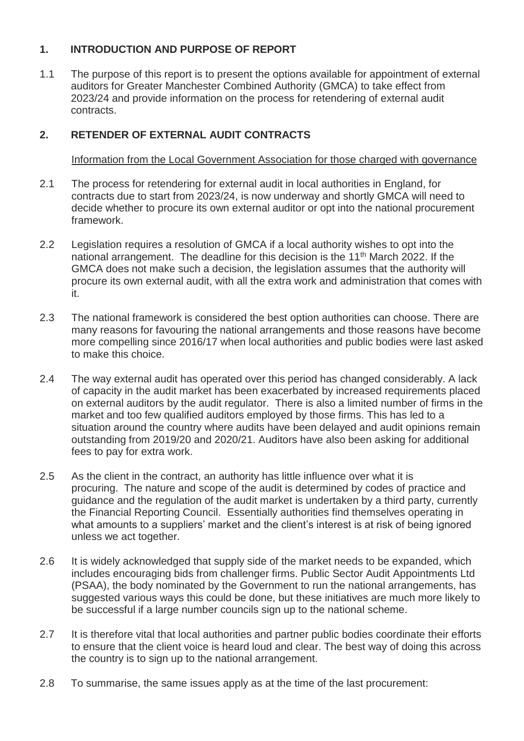## 1. INTRODUCTION AND PURPOSE OF REPORT

1.1 The purpose of this report is to present the options available for appointment of external auditors for Greater Manchester Combined Authority (GMCA) to take effect from 2023/24 and provide information on the process for retendering of external audit contracts.

## 2. RETENDER OF EXTERNAL AUDIT CONTRACTS

Information from the Local Government Association for those charged with governance

2.1 The process for retendering for external audit in local authorities in England, for contracts due to start from 2023/24, is now underway and shortly GMCA will need to decide whether to procure its own external auditor or opt into the national procurement framework.

2.2 Legislation requires a resolution of GMCA if a local authority wishes to opt into the national arrangement. The deadline for this decision is the 11th March 2022. If the GMCA does not make such a decision, the legislation assumes that the authority will procure its own external audit, with all the extra work and administration that comes with it.

2.3 The national framework is considered the best option authorities can choose. There are many reasons for favouring the national arrangements and those reasons have become more compelling since 2016/17 when local authorities and public bodies were last asked to make this choice.

2.4 The way external audit has operated over this period has changed considerably. A lack of capacity in the audit market has been exacerbated by increased requirements placed on external auditors by the audit regulator. There is also a limited number of firms in the market and too few qualified auditors employed by those firms. This has led to a situation around the country where audits have been delayed and audit opinions remain outstanding from 2019/20 and 2020/21. Auditors have also been asking for additional fees to pay for extra work.

2.5 As the client in the contract, an authority has little influence over what it is procuring. The nature and scope of the audit is determined by codes of practice and guidance and the regulation of the audit market is undertaken by a third party, currently the Financial Reporting Council. Essentially authorities find themselves operating in what amounts to a suppliers' market and the client's interest is at risk of being ignored unless we act together.

2.6 It is widely acknowledged that supply side of the market needs to be expanded, which includes encouraging bids from challenger firms. Public Sector Audit Appointments Ltd (PSAA), the body nominated by the Government to run the national arrangements, has suggested various ways this could be done, but these initiatives are much more likely to be successful if a large number councils sign up to the national scheme.

2.7 It is therefore vital that local authorities and partner public bodies coordinate their efforts to ensure that the client voice is heard loud and clear. The best way of doing this across the country is to sign up to the national arrangement.

2.8 To summarise, the same issues apply as at the time of the last procurement: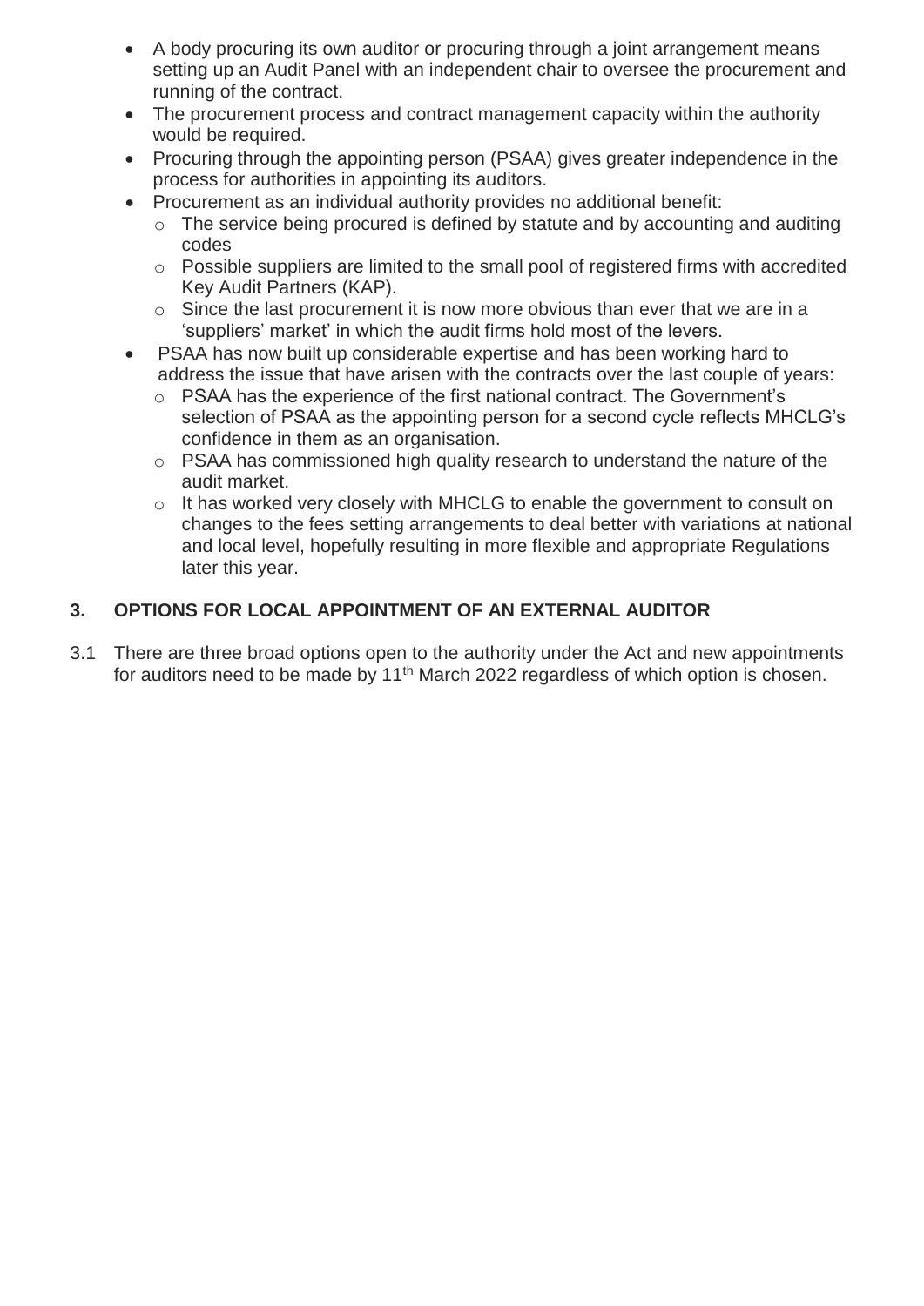- A body procuring its own auditor or procuring through a joint arrangement means setting up an Audit Panel with an independent chair to oversee the procurement and running of the contract.
- The procurement process and contract management capacity within the authority would be required.
- Procuring through the appointing person (PSAA) gives greater independence in the process for authorities in appointing its auditors.
- Procurement as an individual authority provides no additional benefit:
  - The service being procured is defined by statute and by accounting and auditing codes
  - Possible suppliers are limited to the small pool of registered firms with accredited Key Audit Partners (KAP).
  - Since the last procurement it is now more obvious than ever that we are in a 'suppliers' market' in which the audit firms hold most of the levers.
- PSAA has now built up considerable expertise and has been working hard to address the issue that have arisen with the contracts over the last couple of years:
  - PSAA has the experience of the first national contract. The Government's selection of PSAA as the appointing person for a second cycle reflects MHCLG's confidence in them as an organisation.
  - PSAA has commissioned high quality research to understand the nature of the audit market.
  - It has worked very closely with MHCLG to enable the government to consult on changes to the fees setting arrangements to deal better with variations at national and local level, hopefully resulting in more flexible and appropriate Regulations later this year.

## 3. OPTIONS FOR LOCAL APPOINTMENT OF AN EXTERNAL AUDITOR

3.1 There are three broad options open to the authority under the Act and new appointments for auditors need to be made by 11th March 2022 regardless of which option is chosen.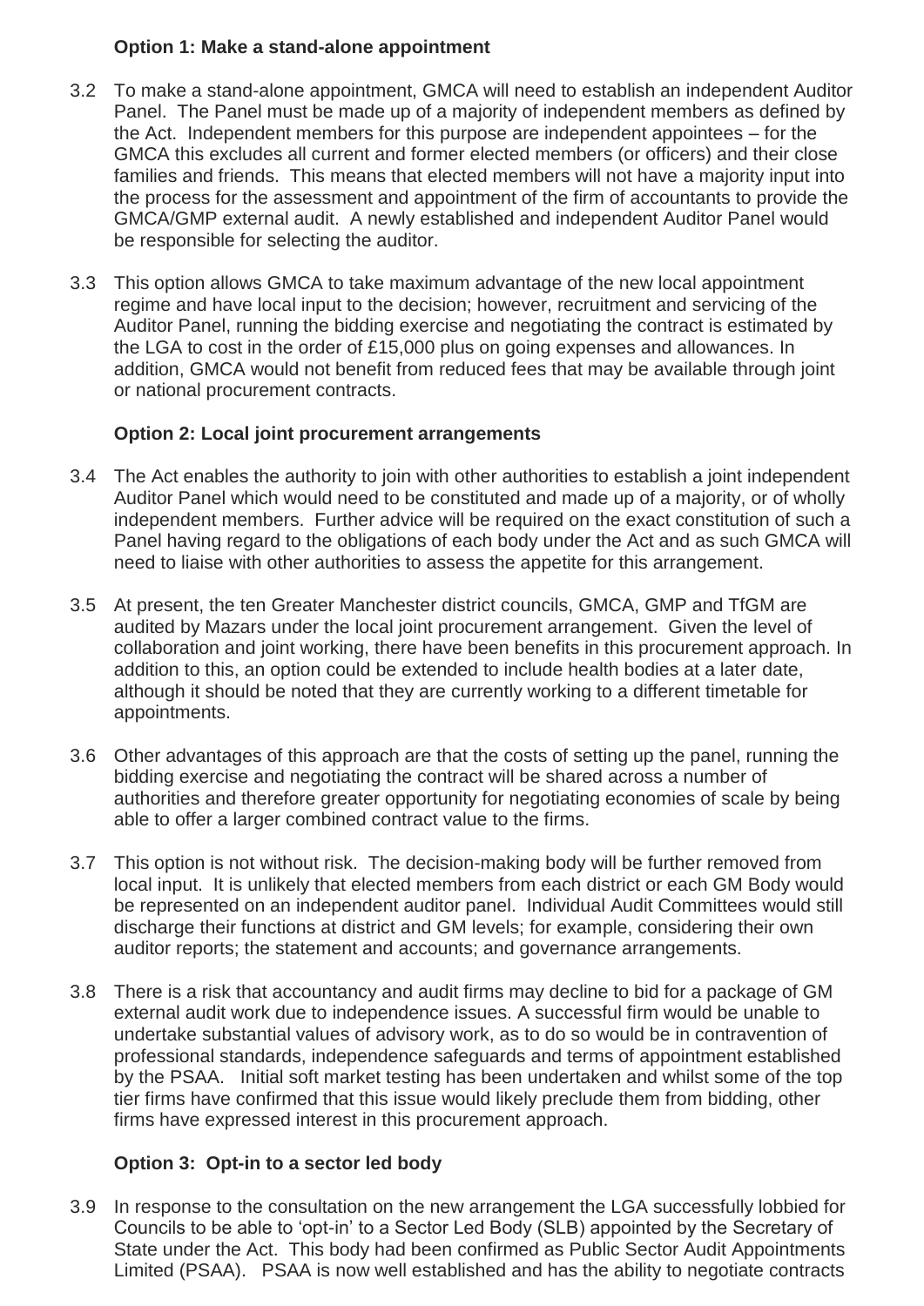**Option 1: Make a stand-alone appointment**

3.2 To make a stand-alone appointment, GMCA will need to establish an independent Auditor Panel. The Panel must be made up of a majority of independent members as defined by the Act. Independent members for this purpose are independent appointees – for the GMCA this excludes all current and former elected members (or officers) and their close families and friends. This means that elected members will not have a majority input into the process for the assessment and appointment of the firm of accountants to provide the GMCA/GMP external audit. A newly established and independent Auditor Panel would be responsible for selecting the auditor.

3.3 This option allows GMCA to take maximum advantage of the new local appointment regime and have local input to the decision; however, recruitment and servicing of the Auditor Panel, running the bidding exercise and negotiating the contract is estimated by the LGA to cost in the order of £15,000 plus on going expenses and allowances. In addition, GMCA would not benefit from reduced fees that may be available through joint or national procurement contracts.

**Option 2: Local joint procurement arrangements**

3.4 The Act enables the authority to join with other authorities to establish a joint independent Auditor Panel which would need to be constituted and made up of a majority, or of wholly independent members. Further advice will be required on the exact constitution of such a Panel having regard to the obligations of each body under the Act and as such GMCA will need to liaise with other authorities to assess the appetite for this arrangement.

3.5 At present, the ten Greater Manchester district councils, GMCA, GMP and TfGM are audited by Mazars under the local joint procurement arrangement. Given the level of collaboration and joint working, there have been benefits in this procurement approach. In addition to this, an option could be extended to include health bodies at a later date, although it should be noted that they are currently working to a different timetable for appointments.

3.6 Other advantages of this approach are that the costs of setting up the panel, running the bidding exercise and negotiating the contract will be shared across a number of authorities and therefore greater opportunity for negotiating economies of scale by being able to offer a larger combined contract value to the firms.

3.7 This option is not without risk. The decision-making body will be further removed from local input. It is unlikely that elected members from each district or each GM Body would be represented on an independent auditor panel. Individual Audit Committees would still discharge their functions at district and GM levels; for example, considering their own auditor reports; the statement and accounts; and governance arrangements.

3.8 There is a risk that accountancy and audit firms may decline to bid for a package of GM external audit work due to independence issues. A successful firm would be unable to undertake substantial values of advisory work, as to do so would be in contravention of professional standards, independence safeguards and terms of appointment established by the PSAA. Initial soft market testing has been undertaken and whilst some of the top tier firms have confirmed that this issue would likely preclude them from bidding, other firms have expressed interest in this procurement approach.

**Option 3: Opt-in to a sector led body**

3.9 In response to the consultation on the new arrangement the LGA successfully lobbied for Councils to be able to 'opt-in' to a Sector Led Body (SLB) appointed by the Secretary of State under the Act. This body had been confirmed as Public Sector Audit Appointments Limited (PSAA). PSAA is now well established and has the ability to negotiate contracts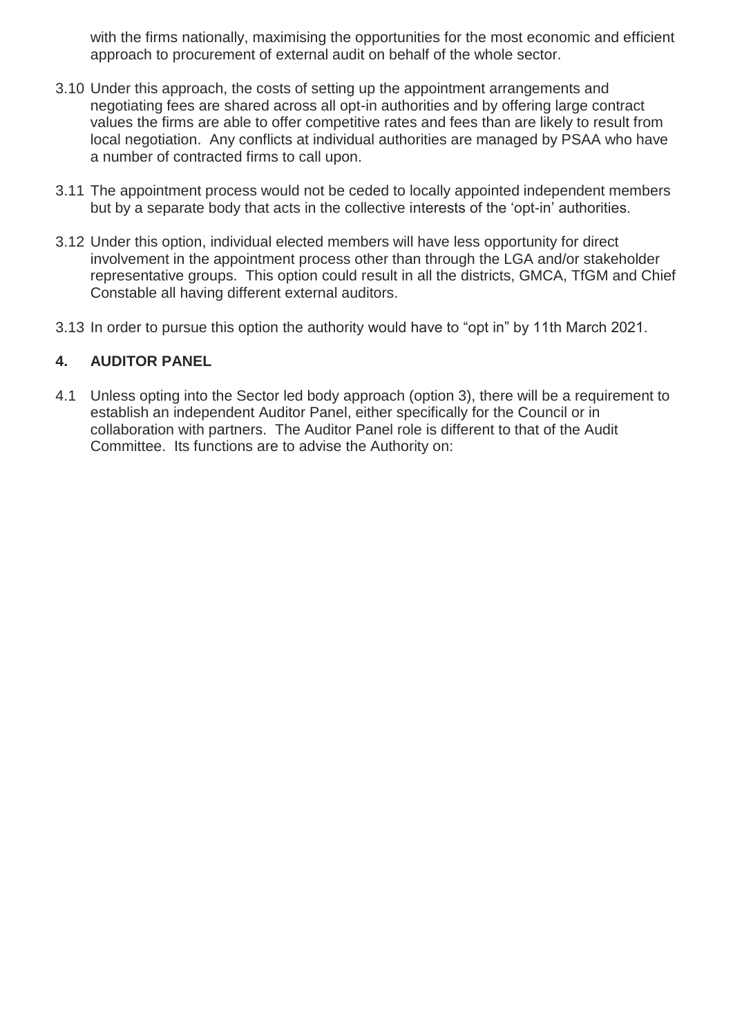with the firms nationally, maximising the opportunities for the most economic and efficient approach to procurement of external audit on behalf of the whole sector.

3.10 Under this approach, the costs of setting up the appointment arrangements and negotiating fees are shared across all opt-in authorities and by offering large contract values the firms are able to offer competitive rates and fees than are likely to result from local negotiation. Any conflicts at individual authorities are managed by PSAA who have a number of contracted firms to call upon.

3.11 The appointment process would not be ceded to locally appointed independent members but by a separate body that acts in the collective interests of the 'opt-in' authorities.

3.12 Under this option, individual elected members will have less opportunity for direct involvement in the appointment process other than through the LGA and/or stakeholder representative groups. This option could result in all the districts, GMCA, TfGM and Chief Constable all having different external auditors.

3.13 In order to pursue this option the authority would have to "opt in" by 11th March 2021.

## 4. AUDITOR PANEL

4.1 Unless opting into the Sector led body approach (option 3), there will be a requirement to establish an independent Auditor Panel, either specifically for the Council or in collaboration with partners. The Auditor Panel role is different to that of the Audit Committee. Its functions are to advise the Authority on: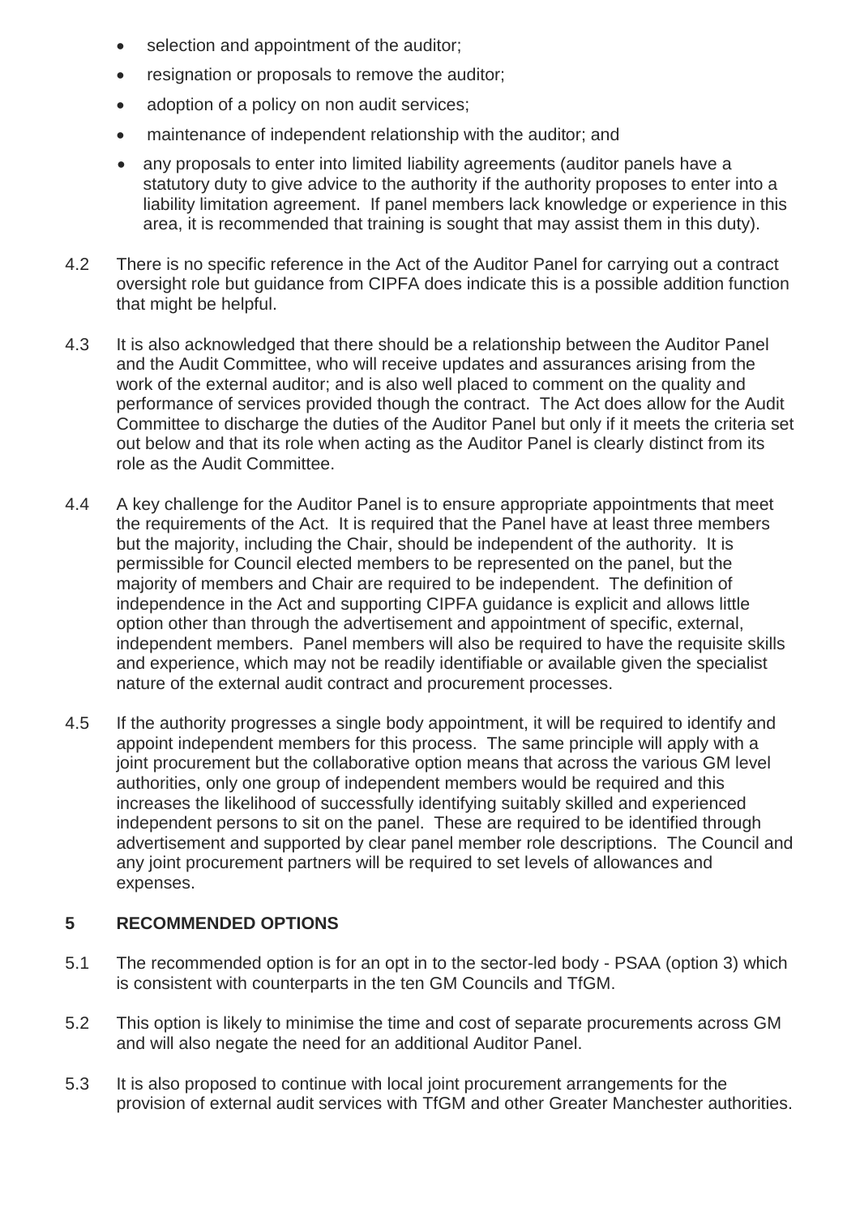- selection and appointment of the auditor;
- resignation or proposals to remove the auditor;
- adoption of a policy on non audit services;
- maintenance of independent relationship with the auditor; and
- any proposals to enter into limited liability agreements (auditor panels have a statutory duty to give advice to the authority if the authority proposes to enter into a liability limitation agreement. If panel members lack knowledge or experience in this area, it is recommended that training is sought that may assist them in this duty).

4.2 There is no specific reference in the Act of the Auditor Panel for carrying out a contract oversight role but guidance from CIPFA does indicate this is a possible addition function that might be helpful.

4.3 It is also acknowledged that there should be a relationship between the Auditor Panel and the Audit Committee, who will receive updates and assurances arising from the work of the external auditor; and is also well placed to comment on the quality and performance of services provided though the contract. The Act does allow for the Audit Committee to discharge the duties of the Auditor Panel but only if it meets the criteria set out below and that its role when acting as the Auditor Panel is clearly distinct from its role as the Audit Committee.

4.4 A key challenge for the Auditor Panel is to ensure appropriate appointments that meet the requirements of the Act. It is required that the Panel have at least three members but the majority, including the Chair, should be independent of the authority. It is permissible for Council elected members to be represented on the panel, but the majority of members and Chair are required to be independent. The definition of independence in the Act and supporting CIPFA guidance is explicit and allows little option other than through the advertisement and appointment of specific, external, independent members. Panel members will also be required to have the requisite skills and experience, which may not be readily identifiable or available given the specialist nature of the external audit contract and procurement processes.

4.5 If the authority progresses a single body appointment, it will be required to identify and appoint independent members for this process. The same principle will apply with a joint procurement but the collaborative option means that across the various GM level authorities, only one group of independent members would be required and this increases the likelihood of successfully identifying suitably skilled and experienced independent persons to sit on the panel. These are required to be identified through advertisement and supported by clear panel member role descriptions. The Council and any joint procurement partners will be required to set levels of allowances and expenses.

## 5 RECOMMENDED OPTIONS

5.1 The recommended option is for an opt in to the sector-led body - PSAA (option 3) which is consistent with counterparts in the ten GM Councils and TfGM.

5.2 This option is likely to minimise the time and cost of separate procurements across GM and will also negate the need for an additional Auditor Panel.

5.3 It is also proposed to continue with local joint procurement arrangements for the provision of external audit services with TfGM and other Greater Manchester authorities.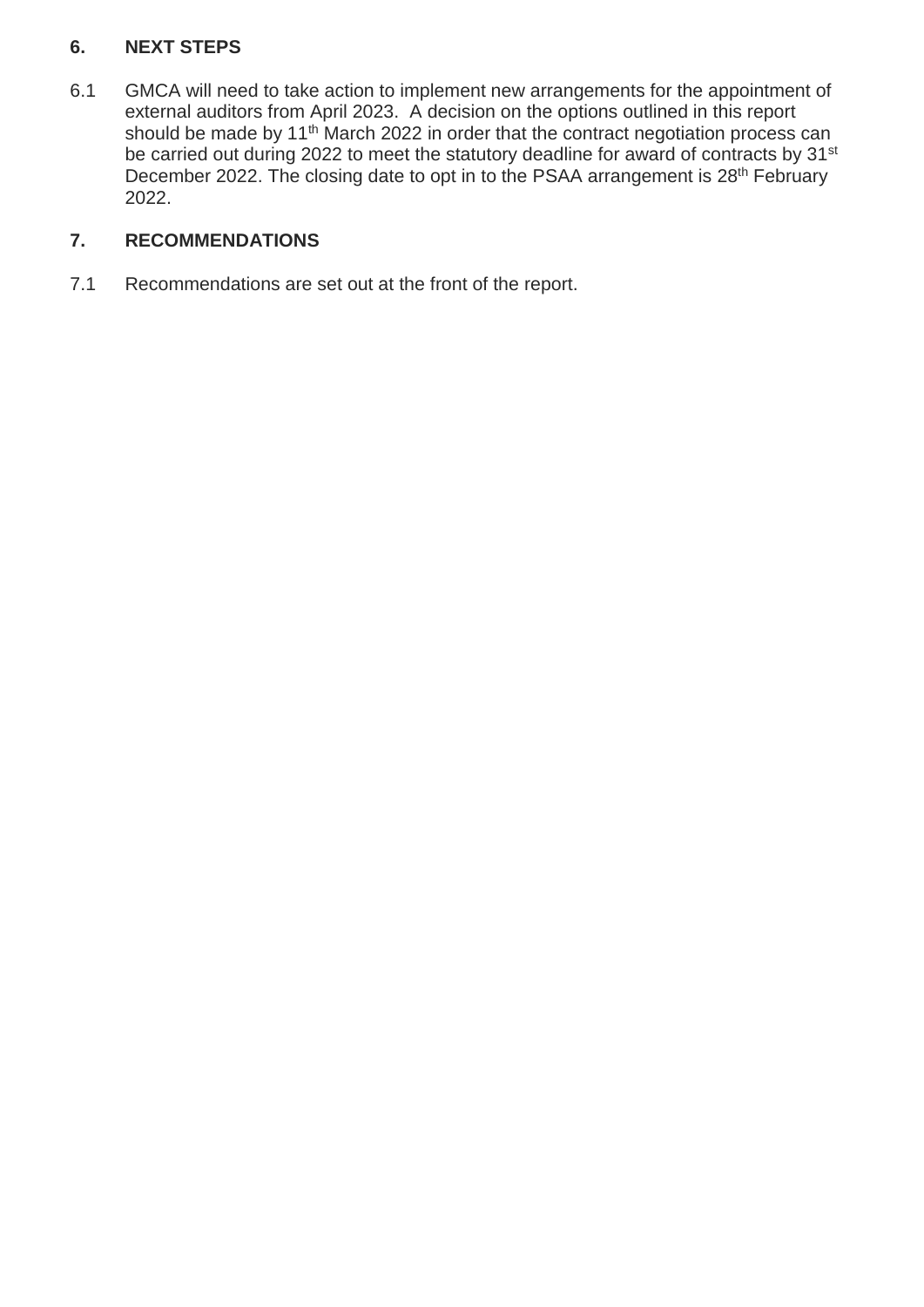## 6. NEXT STEPS

6.1 GMCA will need to take action to implement new arrangements for the appointment of external auditors from April 2023. A decision on the options outlined in this report should be made by 11th March 2022 in order that the contract negotiation process can be carried out during 2022 to meet the statutory deadline for award of contracts by 31st December 2022. The closing date to opt in to the PSAA arrangement is 28th February 2022.

## 7. RECOMMENDATIONS

7.1 Recommendations are set out at the front of the report.